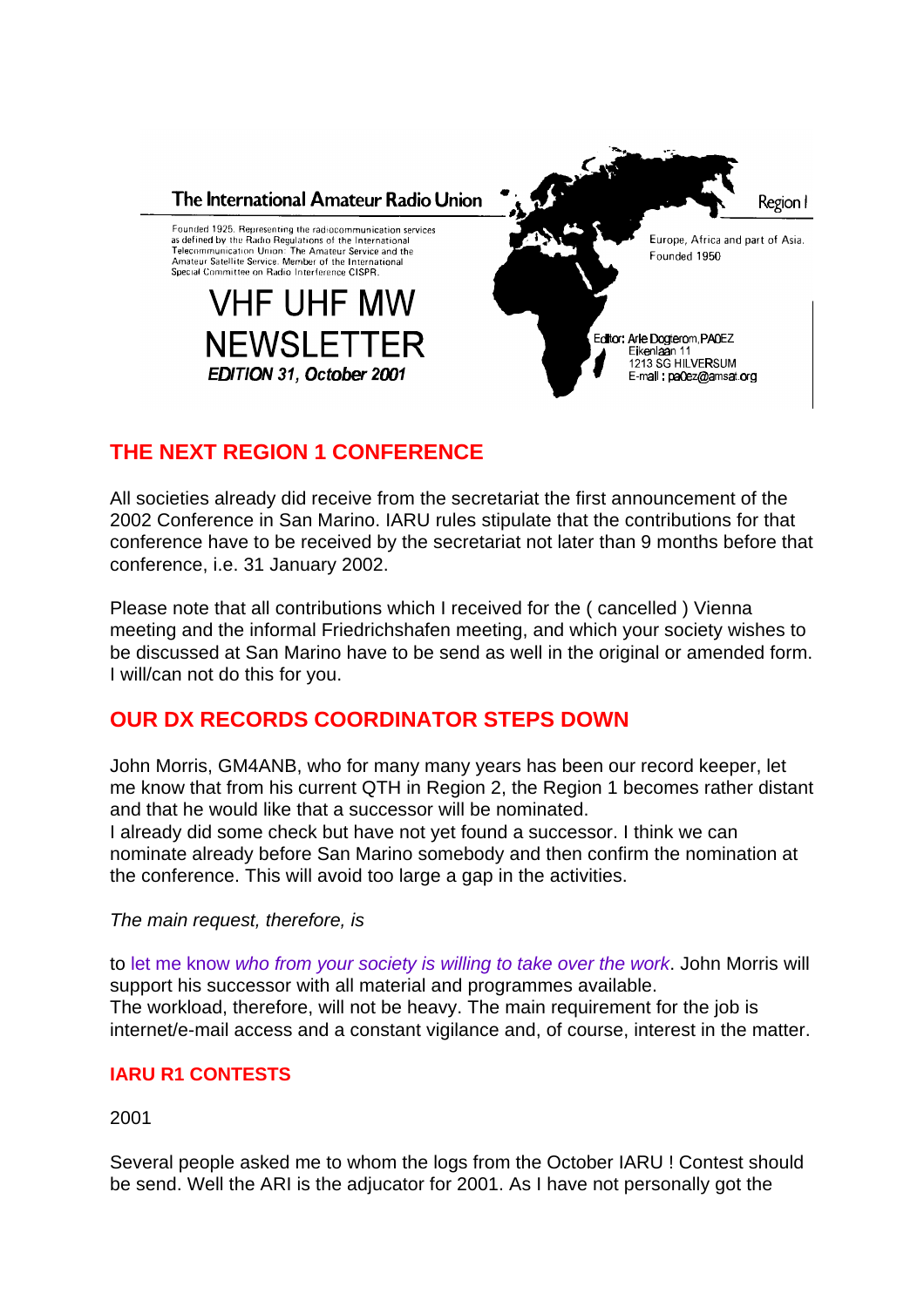The International Amateur Radio Union

Region I

Founded 1925. Representing the radiocommunication services as defined by the Radio Regulations of the International Telecommunication Union: The Amateur Service and the Amateur Satellite Service. Member of the International Special Committee on Radio Interference CISPR.

Europe, Africa and part of Asia. Founded 1950

# VHF UHF MW NEWSLETTER

*EDITION 31, October 2001*

Editor: Arie Dogterom, PA0EZ
Eikenlaan 11
1213 SG HILVERSUM
E-mail : pa0ez@amsat.org

## THE NEXT REGION 1 CONFERENCE

All societies already did receive from the secretariat the first announcement of the 2002 Conference in San Marino. IARU rules stipulate that the contributions for that conference have to be received by the secretariat not later than 9 months before that conference, i.e. 31 January 2002.

Please note that all contributions which I received for the ( cancelled ) Vienna meeting and the informal Friedrichshafen meeting, and which your society wishes to be discussed at San Marino have to be send as well in the original or amended form. I will/can not do this for you.

## OUR DX RECORDS COORDINATOR STEPS DOWN

John Morris, GM4ANB, who for many many years has been our record keeper, let me know that from his current QTH in Region 2, the Region 1 becomes rather distant and that he would like that a successor will be nominated.
I already did some check but have not yet found a successor. I think we can nominate already before San Marino somebody and then confirm the nomination at the conference. This will avoid too large a gap in the activities.

*The main request, therefore, is*

to let me know *who from your society is willing to take over the work*. John Morris will support his successor with all material and programmes available.
The workload, therefore, will not be heavy. The main requirement for the job is internet/e-mail access and a constant vigilance and, of course, interest in the matter.

### IARU R1 CONTESTS

2001

Several people asked me to whom the logs from the October IARU ! Contest should be send. Well the ARI is the adjucator for 2001. As I have not personally got the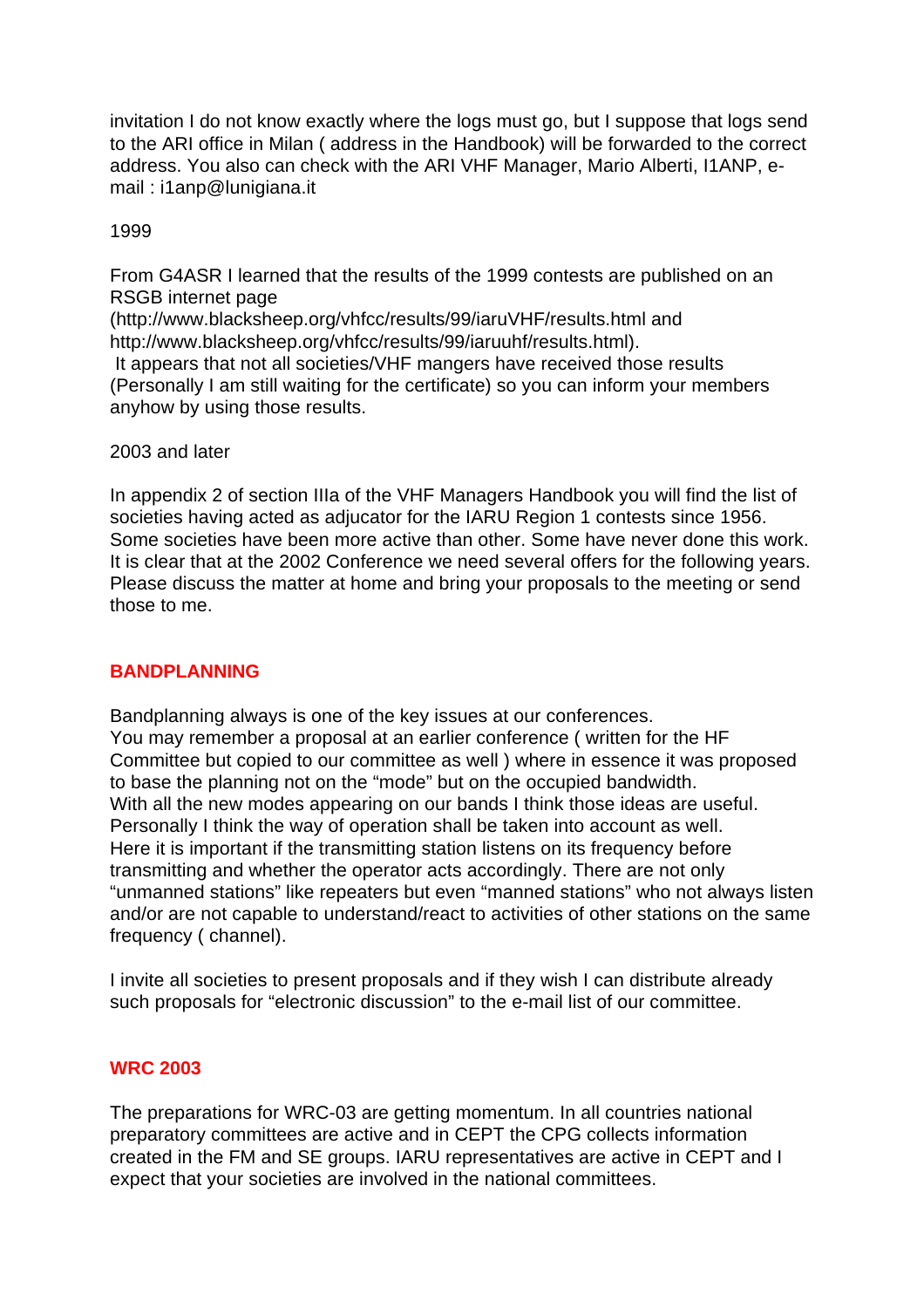invitation I do not know exactly where the logs must go, but I suppose that logs send to the ARI office in Milan ( address in the Handbook) will be forwarded to the correct address. You also can check with the ARI VHF Manager, Mario Alberti, I1ANP, e-mail : i1anp@lunigiana.it

1999

From G4ASR I learned that the results of the 1999 contests are published on an RSGB internet page (http://www.blacksheep.org/vhfcc/results/99/iaruVHF/results.html and http://www.blacksheep.org/vhfcc/results/99/iaruuhf/results.html).
It appears that not all societies/VHF mangers have received those results (Personally I am still waiting for the certificate) so you can inform your members anyhow by using those results.

2003 and later

In appendix 2 of section IIIa of the VHF Managers Handbook you will find the list of societies having acted as adjucator for the IARU Region 1 contests since 1956. Some societies have been more active than other. Some have never done this work. It is clear that at the 2002 Conference we need several offers for the following years. Please discuss the matter at home and bring your proposals to the meeting or send those to me.

## BANDPLANNING

Bandplanning always is one of the key issues at our conferences.
You may remember a proposal at an earlier conference ( written for the HF Committee but copied to our committee as well ) where in essence it was proposed to base the planning not on the "mode" but on the occupied bandwidth.
With all the new modes appearing on our bands I think those ideas are useful. Personally I think the way of operation shall be taken into account as well. Here it is important if the transmitting station listens on its frequency before transmitting and whether the operator acts accordingly. There are not only "unmanned stations" like repeaters but even "manned stations" who not always listen and/or are not capable to understand/react to activities of other stations on the same frequency ( channel).

I invite all societies to present proposals and if they wish I can distribute already such proposals for "electronic discussion" to the e-mail list of our committee.

## WRC 2003

The preparations for WRC-03 are getting momentum. In all countries national preparatory committees are active and in CEPT the CPG collects information created in the FM and SE groups. IARU representatives are active in CEPT and I expect that your societies are involved in the national committees.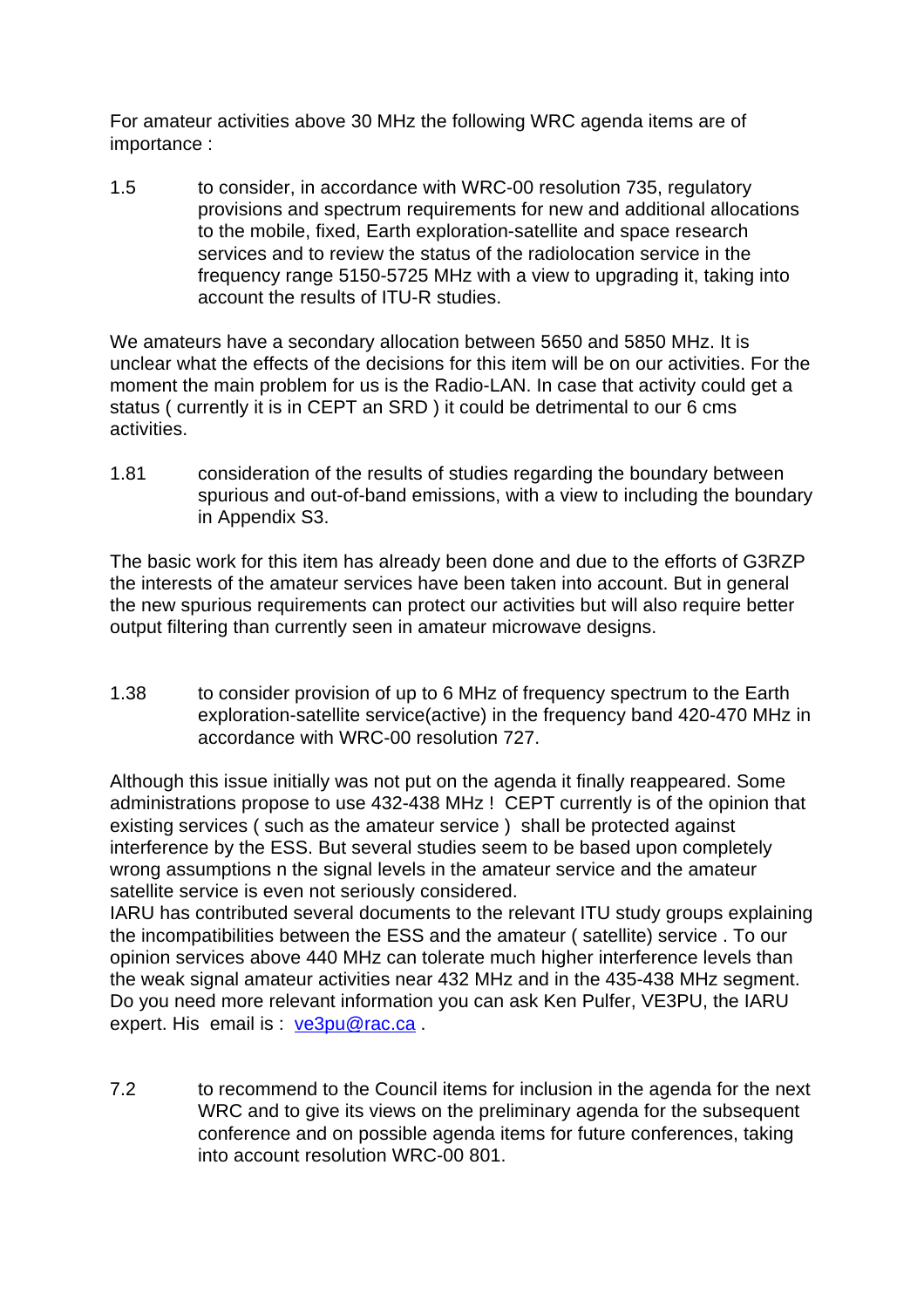For amateur activities above 30 MHz the following WRC agenda items are of importance :

1.5 to consider, in accordance with WRC-00 resolution 735, regulatory provisions and spectrum requirements for new and additional allocations to the mobile, fixed, Earth exploration-satellite and space research services and to review the status of the radiolocation service in the frequency range 5150-5725 MHz with a view to upgrading it, taking into account the results of ITU-R studies.

We amateurs have a secondary allocation between 5650 and 5850 MHz. It is unclear what the effects of the decisions for this item will be on our activities. For the moment the main problem for us is the Radio-LAN. In case that activity could get a status ( currently it is in CEPT an SRD ) it could be detrimental to our 6 cms activities.

1.81 consideration of the results of studies regarding the boundary between spurious and out-of-band emissions, with a view to including the boundary in Appendix S3.

The basic work for this item has already been done and due to the efforts of G3RZP the interests of the amateur services have been taken into account. But in general the new spurious requirements can protect our activities but will also require better output filtering than currently seen in amateur microwave designs.

1.38 to consider provision of up to 6 MHz of frequency spectrum to the Earth exploration-satellite service(active) in the frequency band 420-470 MHz in accordance with WRC-00 resolution 727.

Although this issue initially was not put on the agenda it finally reappeared. Some administrations propose to use 432-438 MHz ! CEPT currently is of the opinion that existing services ( such as the amateur service ) shall be protected against interference by the ESS. But several studies seem to be based upon completely wrong assumptions n the signal levels in the amateur service and the amateur satellite service is even not seriously considered.
IARU has contributed several documents to the relevant ITU study groups explaining the incompatibilities between the ESS and the amateur ( satellite) service . To our opinion services above 440 MHz can tolerate much higher interference levels than the weak signal amateur activities near 432 MHz and in the 435-438 MHz segment. Do you need more relevant information you can ask Ken Pulfer, VE3PU, the IARU expert. His email is : ve3pu@rac.ca .

7.2 to recommend to the Council items for inclusion in the agenda for the next WRC and to give its views on the preliminary agenda for the subsequent conference and on possible agenda items for future conferences, taking into account resolution WRC-00 801.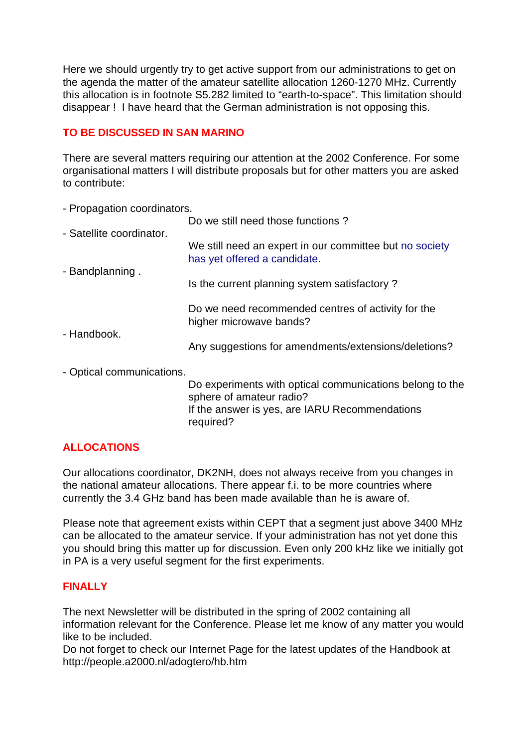Here we should urgently try to get active support from our administrations to get on the agenda the matter of the amateur satellite allocation 1260-1270 MHz. Currently this allocation is in footnote S5.282 limited to “earth-to-space”. This limitation should disappear ! I have heard that the German administration is not opposing this.

## TO BE DISCUSSED IN SAN MARINO

There are several matters requiring our attention at the 2002 Conference. For some organisational matters I will distribute proposals but for other matters you are asked to contribute:

- Propagation coordinators.

  Do we still need those functions ?

- Satellite coordinator.

  We still need an expert in our committee but no society has yet offered a candidate.

- Bandplanning .

  Is the current planning system satisfactory ?

  Do we need recommended centres of activity for the higher microwave bands?

- Handbook.

  Any suggestions for amendments/extensions/deletions?

- Optical communications.

  Do experiments with optical communications belong to the sphere of amateur radio?
  If the answer is yes, are IARU Recommendations required?

## ALLOCATIONS

Our allocations coordinator, DK2NH, does not always receive from you changes in the national amateur allocations. There appear f.i. to be more countries where currently the 3.4 GHz band has been made available than he is aware of.

Please note that agreement exists within CEPT that a segment just above 3400 MHz can be allocated to the amateur service. If your administration has not yet done this you should bring this matter up for discussion. Even only 200 kHz like we initially got in PA is a very useful segment for the first experiments.

## FINALLY

The next Newsletter will be distributed in the spring of 2002 containing all information relevant for the Conference. Please let me know of any matter you would like to be included.
Do not forget to check our Internet Page for the latest updates of the Handbook at http://people.a2000.nl/adogtero/hb.htm